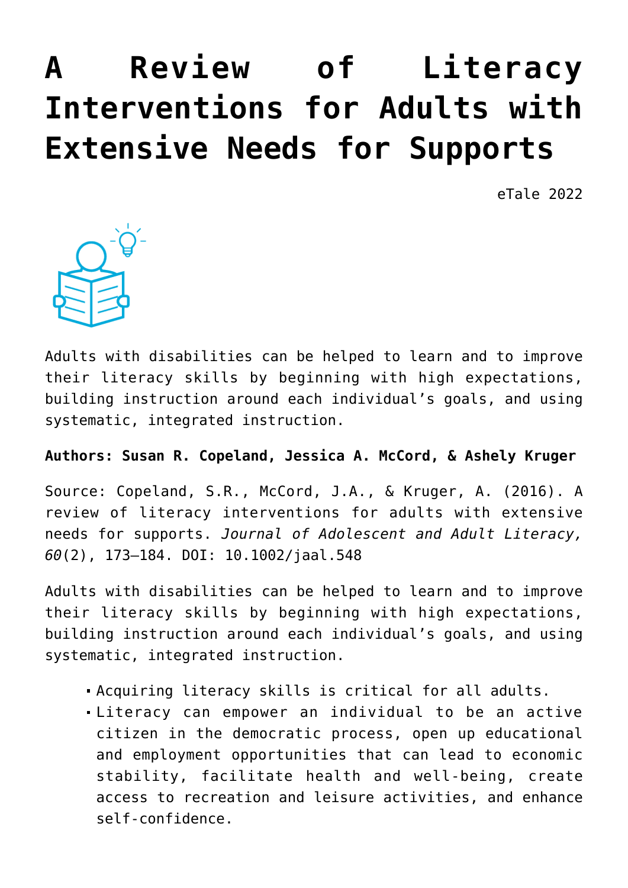# A Review of Literacy Interventions for Adults with Extensive Needs for Supports

eTale 2022

Adults with disabilities can be helped to learn and to improve their literacy skills by beginning with high expectations, building instruction around each individual's goals, and using systematic, integrated instruction.

**Authors: Susan R. Copeland, Jessica A. McCord, & Ashely Kruger**

Source: Copeland, S.R., McCord, J.A., & Kruger, A. (2016). A review of literacy interventions for adults with extensive needs for supports. *Journal of Adolescent and Adult Literacy, 60*(2), 173–184. DOI: 10.1002/jaal.548

Adults with disabilities can be helped to learn and to improve their literacy skills by beginning with high expectations, building instruction around each individual's goals, and using systematic, integrated instruction.

- Acquiring literacy skills is critical for all adults.
- Literacy can empower an individual to be an active citizen in the democratic process, open up educational and employment opportunities that can lead to economic stability, facilitate health and well-being, create access to recreation and leisure activities, and enhance self-confidence.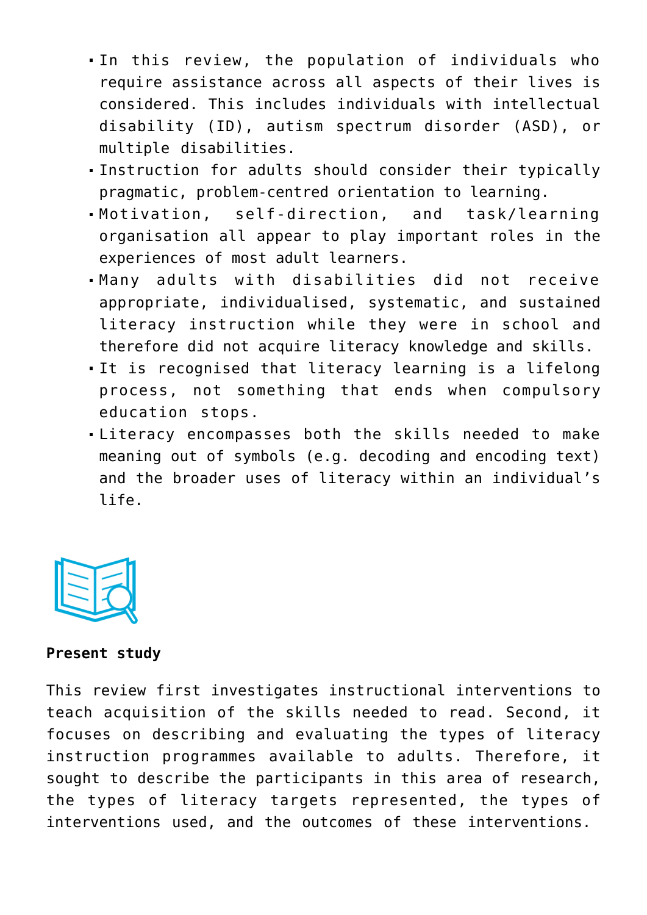- In this review, the population of individuals who require assistance across all aspects of their lives is considered. This includes individuals with intellectual disability (ID), autism spectrum disorder (ASD), or multiple disabilities.
- Instruction for adults should consider their typically pragmatic, problem-centred orientation to learning.
- Motivation, self-direction, and task/learning organisation all appear to play important roles in the experiences of most adult learners.
- Many adults with disabilities did not receive appropriate, individualised, systematic, and sustained literacy instruction while they were in school and therefore did not acquire literacy knowledge and skills.
- It is recognised that literacy learning is a lifelong process, not something that ends when compulsory education stops.
- Literacy encompasses both the skills needed to make meaning out of symbols (e.g. decoding and encoding text) and the broader uses of literacy within an individual's life.

**Present study**

This review first investigates instructional interventions to teach acquisition of the skills needed to read. Second, it focuses on describing and evaluating the types of literacy instruction programmes available to adults. Therefore, it sought to describe the participants in this area of research, the types of literacy targets represented, the types of interventions used, and the outcomes of these interventions.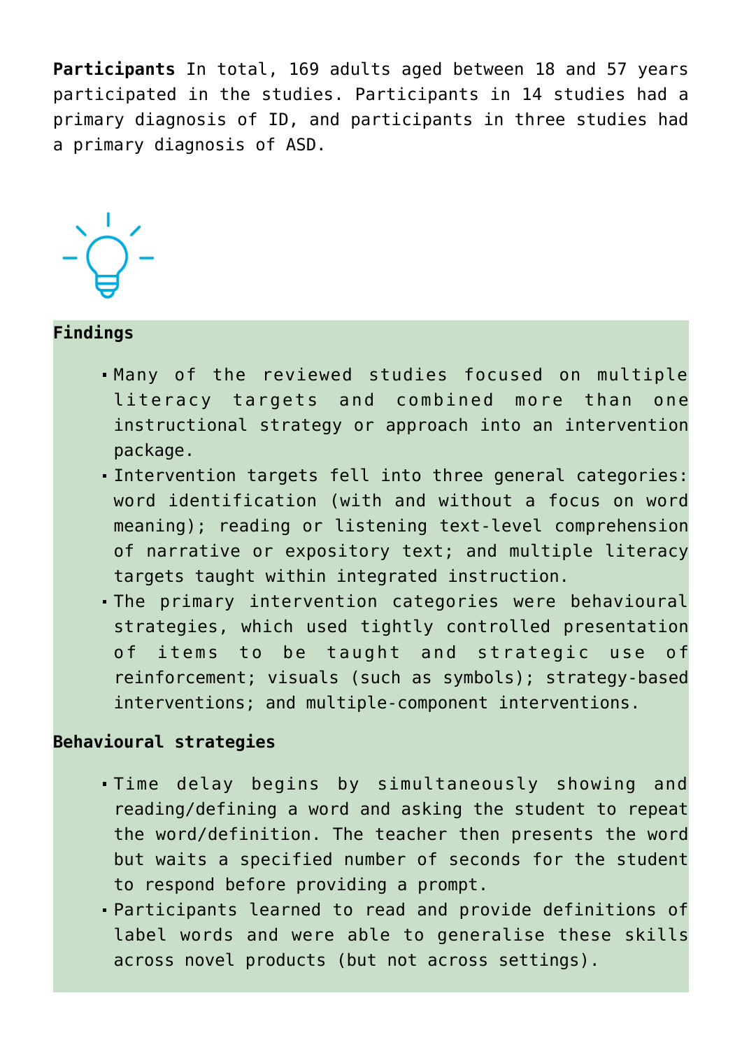**Participants** In total, 169 adults aged between 18 and 57 years participated in the studies. Participants in 14 studies had a primary diagnosis of ID, and participants in three studies had a primary diagnosis of ASD.

**Findings**

- Many of the reviewed studies focused on multiple literacy targets and combined more than one instructional strategy or approach into an intervention package.
- Intervention targets fell into three general categories: word identification (with and without a focus on word meaning); reading or listening text-level comprehension of narrative or expository text; and multiple literacy targets taught within integrated instruction.
- The primary intervention categories were behavioural strategies, which used tightly controlled presentation of items to be taught and strategic use of reinforcement; visuals (such as symbols); strategy-based interventions; and multiple-component interventions.

**Behavioural strategies**

- Time delay begins by simultaneously showing and reading/defining a word and asking the student to repeat the word/definition. The teacher then presents the word but waits a specified number of seconds for the student to respond before providing a prompt.
- Participants learned to read and provide definitions of label words and were able to generalise these skills across novel products (but not across settings).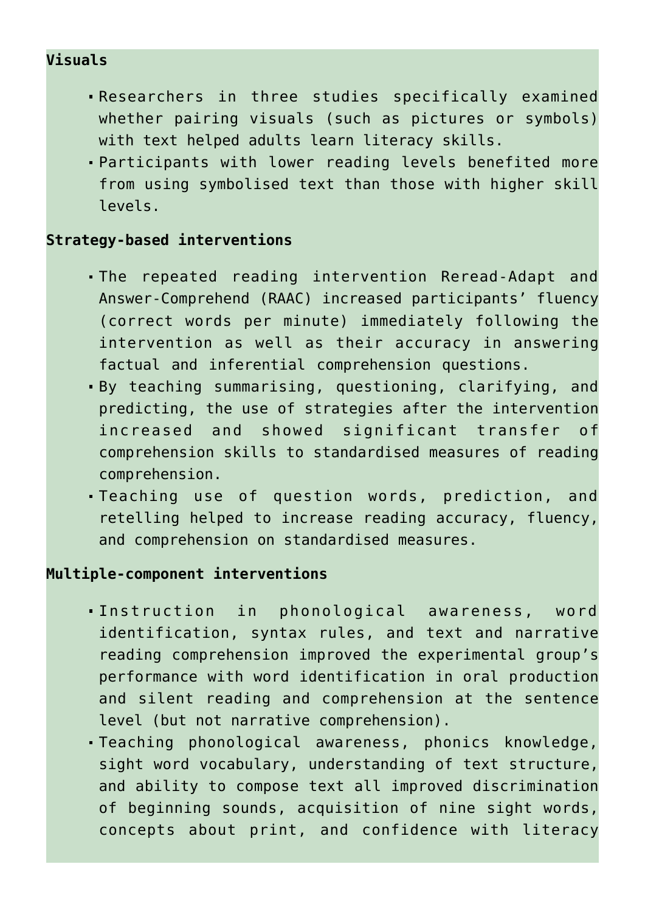**Visuals**

- Researchers in three studies specifically examined whether pairing visuals (such as pictures or symbols) with text helped adults learn literacy skills.
- Participants with lower reading levels benefited more from using symbolised text than those with higher skill levels.

**Strategy-based interventions**

- The repeated reading intervention Reread-Adapt and Answer-Comprehend (RAAC) increased participants' fluency (correct words per minute) immediately following the intervention as well as their accuracy in answering factual and inferential comprehension questions.
- By teaching summarising, questioning, clarifying, and predicting, the use of strategies after the intervention increased and showed significant transfer of comprehension skills to standardised measures of reading comprehension.
- Teaching use of question words, prediction, and retelling helped to increase reading accuracy, fluency, and comprehension on standardised measures.

**Multiple-component interventions**

- Instruction in phonological awareness, word identification, syntax rules, and text and narrative reading comprehension improved the experimental group's performance with word identification in oral production and silent reading and comprehension at the sentence level (but not narrative comprehension).
- Teaching phonological awareness, phonics knowledge, sight word vocabulary, understanding of text structure, and ability to compose text all improved discrimination of beginning sounds, acquisition of nine sight words, concepts about print, and confidence with literacy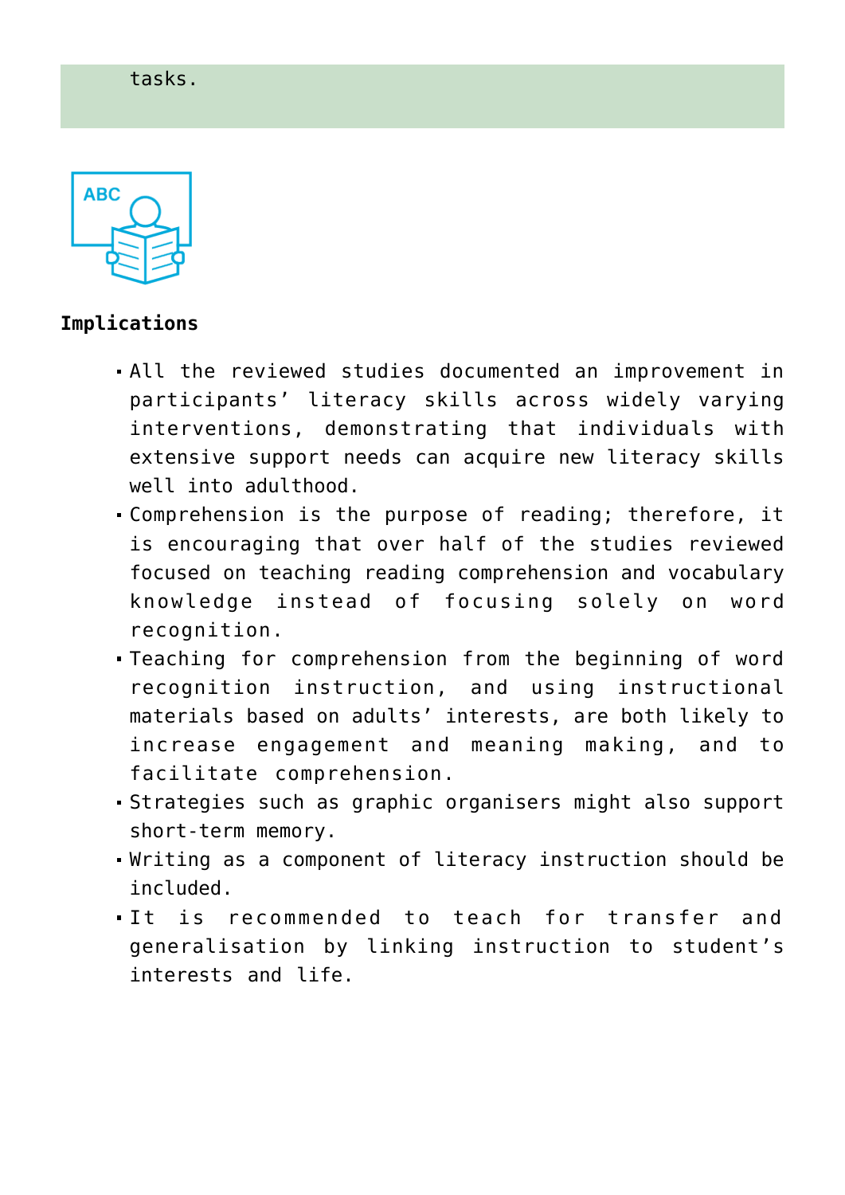tasks.

**Implications**

- All the reviewed studies documented an improvement in participants' literacy skills across widely varying interventions, demonstrating that individuals with extensive support needs can acquire new literacy skills well into adulthood.
- Comprehension is the purpose of reading; therefore, it is encouraging that over half of the studies reviewed focused on teaching reading comprehension and vocabulary knowledge instead of focusing solely on word recognition.
- Teaching for comprehension from the beginning of word recognition instruction, and using instructional materials based on adults' interests, are both likely to increase engagement and meaning making, and to facilitate comprehension.
- Strategies such as graphic organisers might also support short-term memory.
- Writing as a component of literacy instruction should be included.
- It is recommended to teach for transfer and generalisation by linking instruction to student's interests and life.